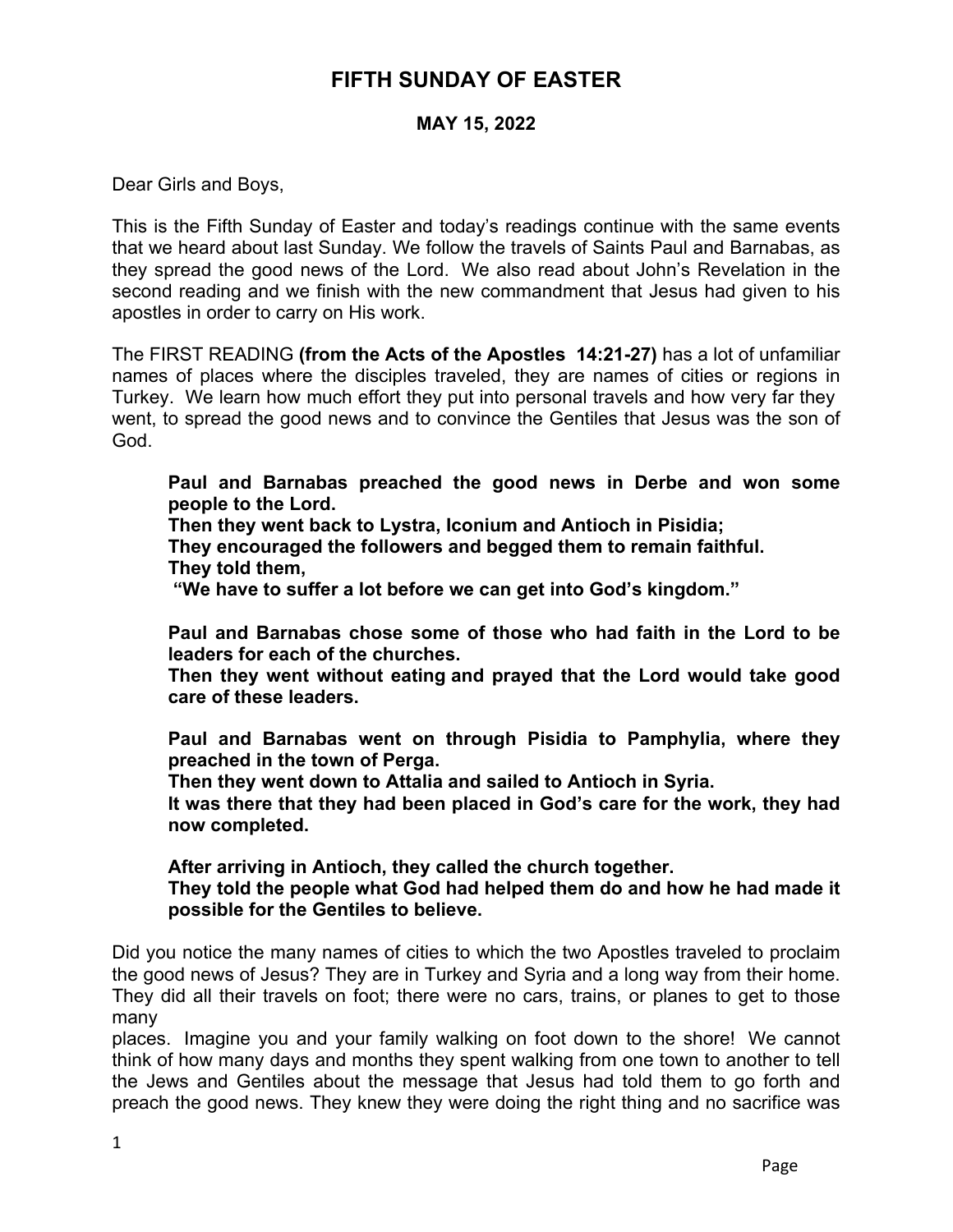# FIFTH SUNDAY OF EASTER

## MAY 15, 2022

Dear Girls and Boys,

This is the Fifth Sunday of Easter and today's readings continue with the same events that we heard about last Sunday. We follow the travels of Saints Paul and Barnabas, as they spread the good news of the Lord. We also read about John's Revelation in the second reading and we finish with the new commandment that Jesus had given to his apostles in order to carry on His work.

The FIRST READING **(from the Acts of the Apostles 14:21-27)** has a lot of unfamiliar names of places where the disciples traveled, they are names of cities or regions in Turkey. We learn how much effort they put into personal travels and how very far they went, to spread the good news and to convince the Gentiles that Jesus was the son of God.

> **Paul and Barnabas preached the good news in Derbe and won some people to the Lord.**
> **Then they went back to Lystra, Iconium and Antioch in Pisidia;**
> **They encouraged the followers and begged them to remain faithful.**
> **They told them,**
> **"We have to suffer a lot before we can get into God's kingdom."**
>
> **Paul and Barnabas chose some of those who had faith in the Lord to be leaders for each of the churches.**
> **Then they went without eating and prayed that the Lord would take good care of these leaders.**
>
> **Paul and Barnabas went on through Pisidia to Pamphylia, where they preached in the town of Perga.**
> **Then they went down to Attalia and sailed to Antioch in Syria.**
> **It was there that they had been placed in God's care for the work, they had now completed.**
>
> **After arriving in Antioch, they called the church together.**
> **They told the people what God had helped them do and how he had made it possible for the Gentiles to believe.**

Did you notice the many names of cities to which the two Apostles traveled to proclaim the good news of Jesus? They are in Turkey and Syria and a long way from their home. They did all their travels on foot; there were no cars, trains, or planes to get to those many places. Imagine you and your family walking on foot down to the shore! We cannot think of how many days and months they spent walking from one town to another to tell the Jews and Gentiles about the message that Jesus had told them to go forth and preach the good news. They knew they were doing the right thing and no sacrifice was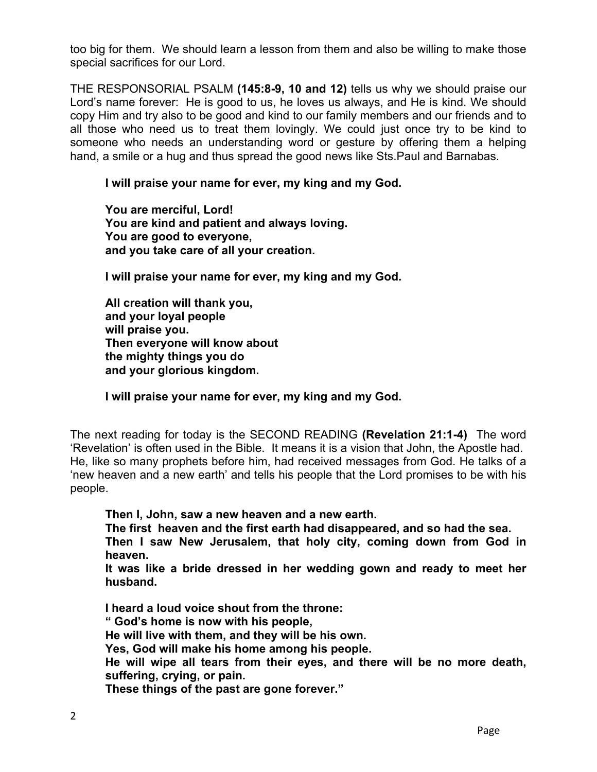too big for them. We should learn a lesson from them and also be willing to make those special sacrifices for our Lord.

THE RESPONSORIAL PSALM **(145:8-9, 10 and 12)** tells us why we should praise our Lord's name forever: He is good to us, he loves us always, and He is kind. We should copy Him and try also to be good and kind to our family members and our friends and to all those who need us to treat them lovingly. We could just once try to be kind to someone who needs an understanding word or gesture by offering them a helping hand, a smile or a hug and thus spread the good news like Sts.Paul and Barnabas.

> **I will praise your name for ever, my king and my God.**
>
> **You are merciful, Lord!**
> **You are kind and patient and always loving.**
> **You are good to everyone,**
> **and you take care of all your creation.**
>
> **I will praise your name for ever, my king and my God.**
>
> **All creation will thank you,**
> **and your loyal people**
> **will praise you.**
> **Then everyone will know about**
> **the mighty things you do**
> **and your glorious kingdom.**
>
> **I will praise your name for ever, my king and my God.**

The next reading for today is the SECOND READING **(Revelation 21:1-4)** The word 'Revelation' is often used in the Bible. It means it is a vision that John, the Apostle had. He, like so many prophets before him, had received messages from God. He talks of a 'new heaven and a new earth' and tells his people that the Lord promises to be with his people.

> **Then I, John, saw a new heaven and a new earth.**
> **The first heaven and the first earth had disappeared, and so had the sea.**
> **Then I saw New Jerusalem, that holy city, coming down from God in heaven.**
> **It was like a bride dressed in her wedding gown and ready to meet her husband.**
>
> **I heard a loud voice shout from the throne:**
> **" God's home is now with his people,**
> **He will live with them, and they will be his own.**
> **Yes, God will make his home among his people.**
> **He will wipe all tears from their eyes, and there will be no more death, suffering, crying, or pain.**
> **These things of the past are gone forever."**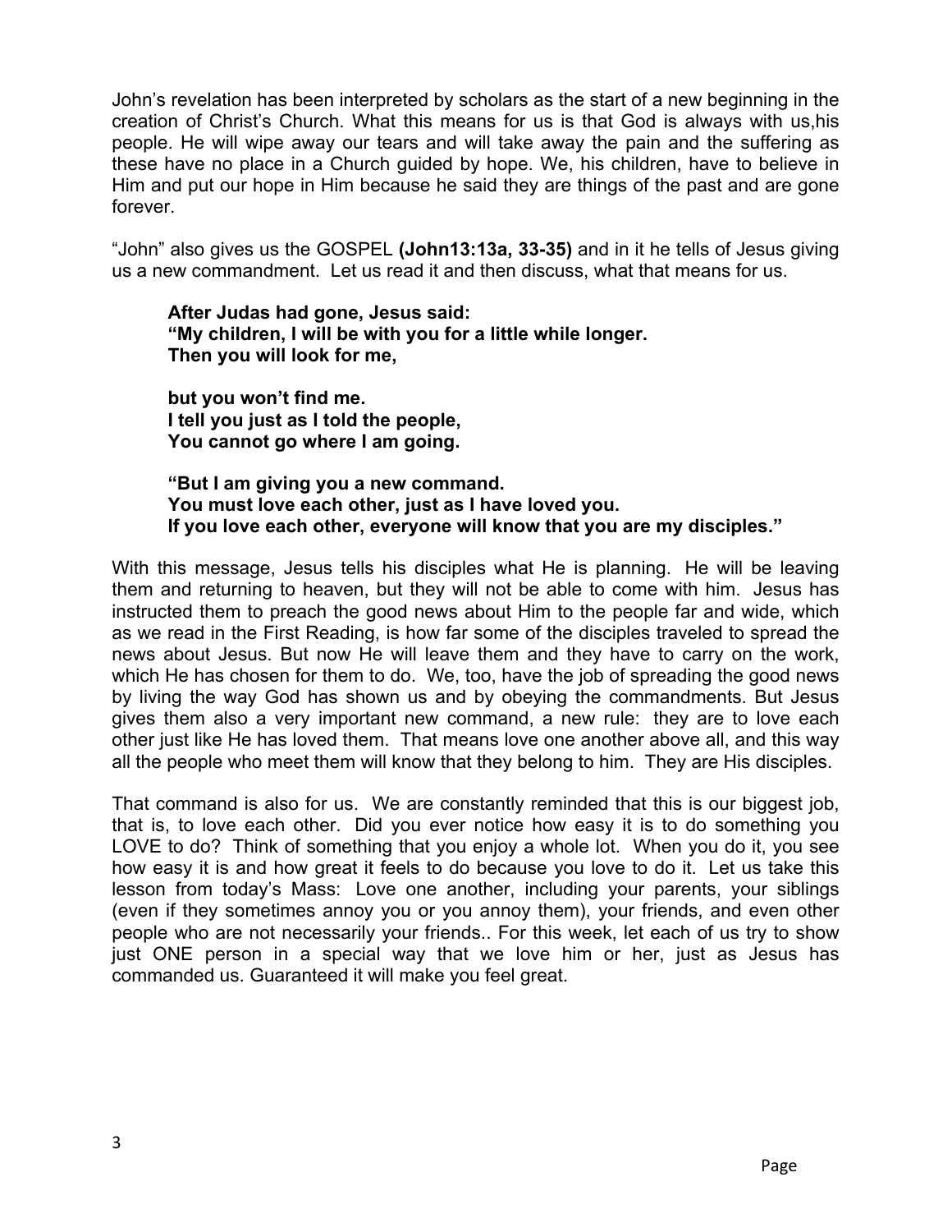John's revelation has been interpreted by scholars as the start of a new beginning in the creation of Christ's Church. What this means for us is that God is always with us,his people. He will wipe away our tears and will take away the pain and the suffering as these have no place in a Church guided by hope. We, his children, have to believe in Him and put our hope in Him because he said they are things of the past and are gone forever.

"John" also gives us the GOSPEL **(John13:13a, 33-35)** and in it he tells of Jesus giving us a new commandment. Let us read it and then discuss, what that means for us.

> **After Judas had gone, Jesus said:**
> **"My children, I will be with you for a little while longer.**
> **Then you will look for me,**
>
> **but you won't find me.**
> **I tell you just as I told the people,**
> **You cannot go where I am going.**
>
> **"But I am giving you a new command.**
> **You must love each other, just as I have loved you.**
> **If you love each other, everyone will know that you are my disciples."**

With this message, Jesus tells his disciples what He is planning. He will be leaving them and returning to heaven, but they will not be able to come with him. Jesus has instructed them to preach the good news about Him to the people far and wide, which as we read in the First Reading, is how far some of the disciples traveled to spread the news about Jesus. But now He will leave them and they have to carry on the work, which He has chosen for them to do. We, too, have the job of spreading the good news by living the way God has shown us and by obeying the commandments. But Jesus gives them also a very important new command, a new rule: they are to love each other just like He has loved them. That means love one another above all, and this way all the people who meet them will know that they belong to him. They are His disciples.

That command is also for us. We are constantly reminded that this is our biggest job, that is, to love each other. Did you ever notice how easy it is to do something you LOVE to do? Think of something that you enjoy a whole lot. When you do it, you see how easy it is and how great it feels to do because you love to do it. Let us take this lesson from today's Mass: Love one another, including your parents, your siblings (even if they sometimes annoy you or you annoy them), your friends, and even other people who are not necessarily your friends.. For this week, let each of us try to show just ONE person in a special way that we love him or her, just as Jesus has commanded us. Guaranteed it will make you feel great.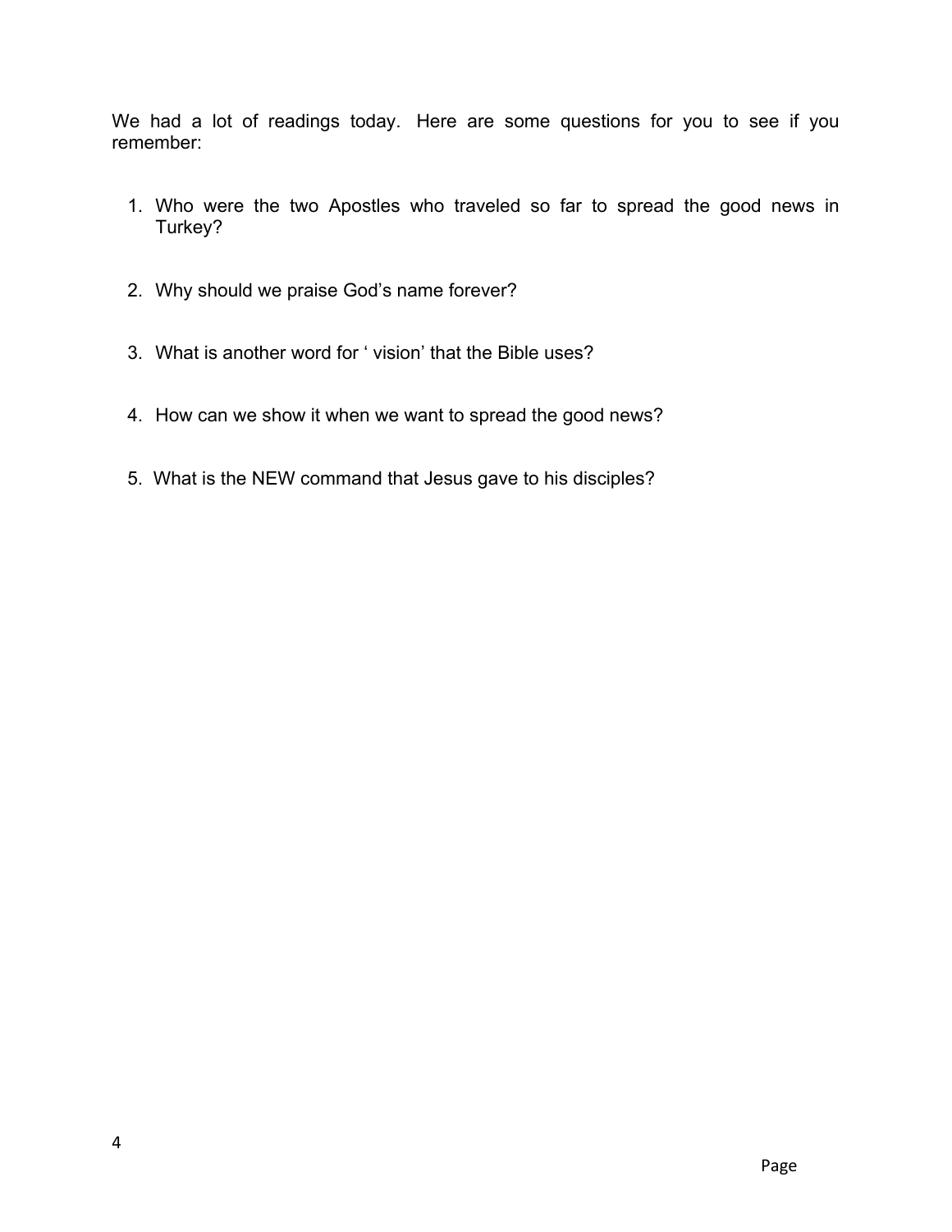We had a lot of readings today. Here are some questions for you to see if you remember:

1. Who were the two Apostles who traveled so far to spread the good news in Turkey?
2. Why should we praise God's name forever?
3. What is another word for ' vision' that the Bible uses?
4. How can we show it when we want to spread the good news?
5. What is the NEW command that Jesus gave to his disciples?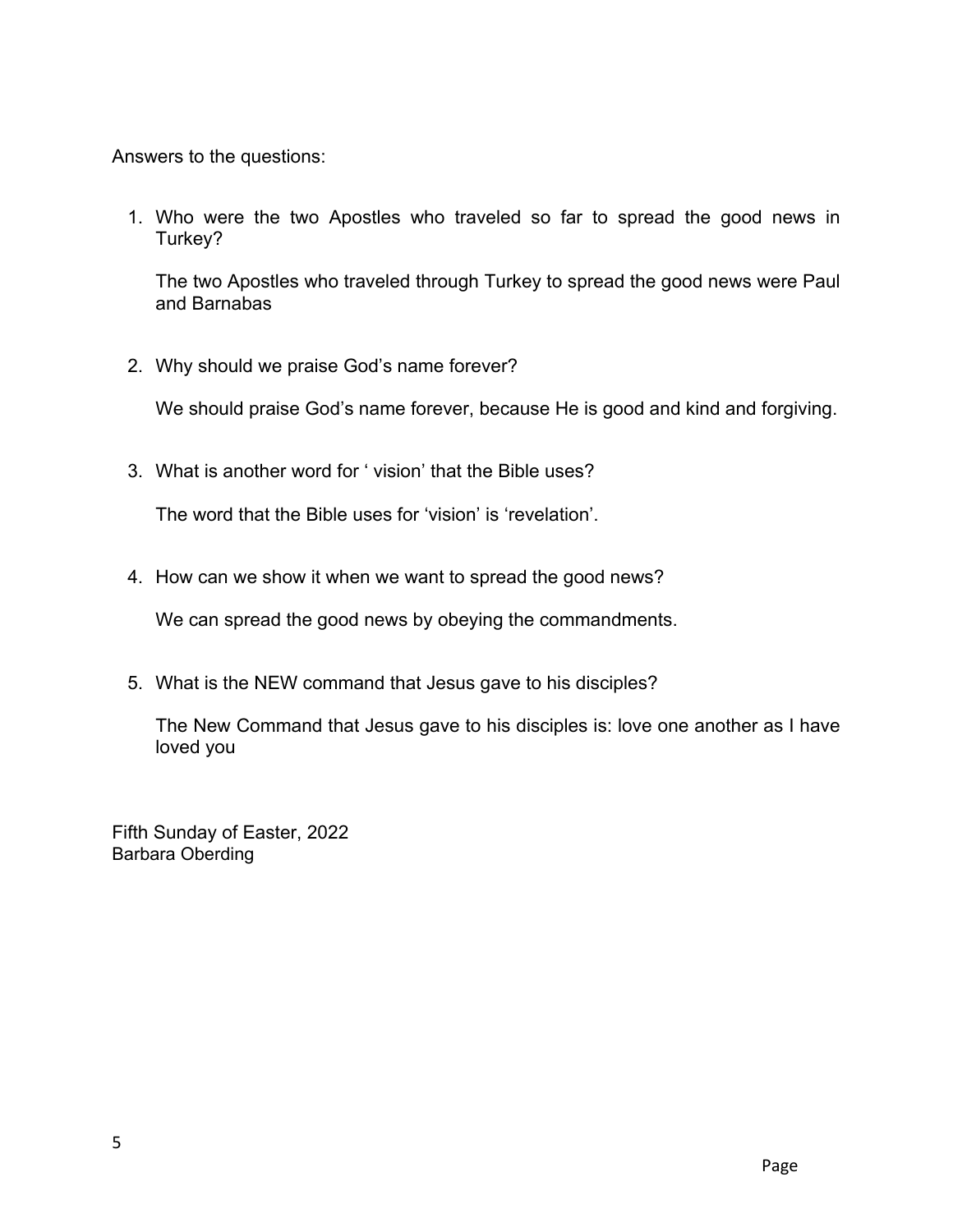Answers to the questions:

1. Who were the two Apostles who traveled so far to spread the good news in Turkey?

   The two Apostles who traveled through Turkey to spread the good news were Paul and Barnabas

2. Why should we praise God's name forever?

   We should praise God's name forever, because He is good and kind and forgiving.

3. What is another word for ' vision' that the Bible uses?

   The word that the Bible uses for 'vision' is 'revelation'.

4. How can we show it when we want to spread the good news?

   We can spread the good news by obeying the commandments.

5. What is the NEW command that Jesus gave to his disciples?

   The New Command that Jesus gave to his disciples is: love one another as I have loved you

Fifth Sunday of Easter, 2022
Barbara Oberding